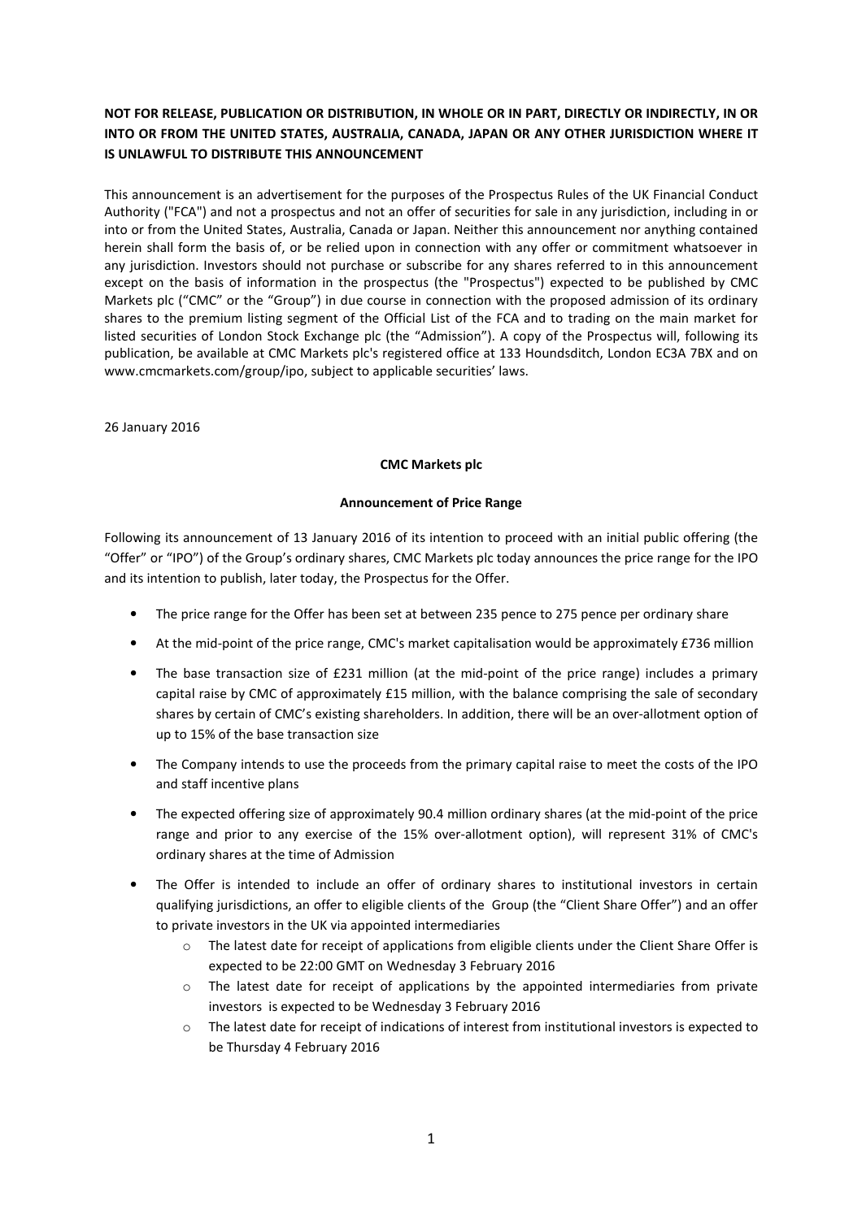**NOT FOR RELEASE, PUBLICATION OR DISTRIBUTION, IN WHOLE OR IN PART, DIRECTLY OR INDIRECTLY, IN OR INTO OR FROM THE UNITED STATES, AUSTRALIA, CANADA, JAPAN OR ANY OTHER JURISDICTION WHERE IT IS UNLAWFUL TO DISTRIBUTE THIS ANNOUNCEMENT**

This announcement is an advertisement for the purposes of the Prospectus Rules of the UK Financial Conduct Authority ("FCA") and not a prospectus and not an offer of securities for sale in any jurisdiction, including in or into or from the United States, Australia, Canada or Japan. Neither this announcement nor anything contained herein shall form the basis of, or be relied upon in connection with any offer or commitment whatsoever in any jurisdiction. Investors should not purchase or subscribe for any shares referred to in this announcement except on the basis of information in the prospectus (the "Prospectus") expected to be published by CMC Markets plc ("CMC" or the "Group") in due course in connection with the proposed admission of its ordinary shares to the premium listing segment of the Official List of the FCA and to trading on the main market for listed securities of London Stock Exchange plc (the "Admission"). A copy of the Prospectus will, following its publication, be available at CMC Markets plc's registered office at 133 Houndsditch, London EC3A 7BX and on www.cmcmarkets.com/group/ipo, subject to applicable securities' laws.

26 January 2016

**CMC Markets plc**

**Announcement of Price Range**

Following its announcement of 13 January 2016 of its intention to proceed with an initial public offering (the "Offer" or "IPO") of the Group's ordinary shares, CMC Markets plc today announces the price range for the IPO and its intention to publish, later today, the Prospectus for the Offer.

- The price range for the Offer has been set at between 235 pence to 275 pence per ordinary share
- At the mid-point of the price range, CMC's market capitalisation would be approximately £736 million
- The base transaction size of £231 million (at the mid-point of the price range) includes a primary capital raise by CMC of approximately £15 million, with the balance comprising the sale of secondary shares by certain of CMC's existing shareholders. In addition, there will be an over-allotment option of up to 15% of the base transaction size
- The Company intends to use the proceeds from the primary capital raise to meet the costs of the IPO and staff incentive plans
- The expected offering size of approximately 90.4 million ordinary shares (at the mid-point of the price range and prior to any exercise of the 15% over-allotment option), will represent 31% of CMC's ordinary shares at the time of Admission
- The Offer is intended to include an offer of ordinary shares to institutional investors in certain qualifying jurisdictions, an offer to eligible clients of the Group (the "Client Share Offer") and an offer to private investors in the UK via appointed intermediaries
  - The latest date for receipt of applications from eligible clients under the Client Share Offer is expected to be 22:00 GMT on Wednesday 3 February 2016
  - The latest date for receipt of applications by the appointed intermediaries from private investors is expected to be Wednesday 3 February 2016
  - The latest date for receipt of indications of interest from institutional investors is expected to be Thursday 4 February 2016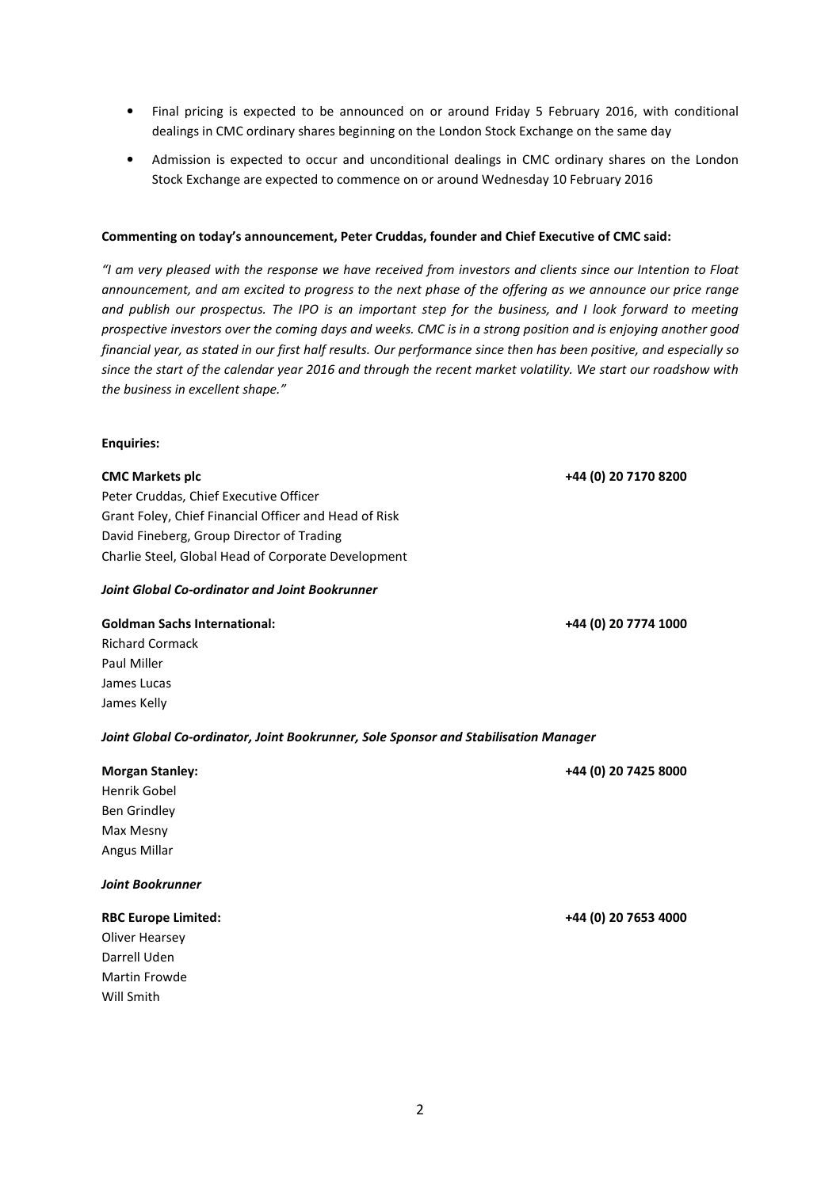- Final pricing is expected to be announced on or around Friday 5 February 2016, with conditional dealings in CMC ordinary shares beginning on the London Stock Exchange on the same day
- Admission is expected to occur and unconditional dealings in CMC ordinary shares on the London Stock Exchange are expected to commence on or around Wednesday 10 February 2016

**Commenting on today's announcement, Peter Cruddas, founder and Chief Executive of CMC said:**

*"I am very pleased with the response we have received from investors and clients since our Intention to Float announcement, and am excited to progress to the next phase of the offering as we announce our price range and publish our prospectus. The IPO is an important step for the business, and I look forward to meeting prospective investors over the coming days and weeks. CMC is in a strong position and is enjoying another good financial year, as stated in our first half results. Our performance since then has been positive, and especially so since the start of the calendar year 2016 and through the recent market volatility. We start our roadshow with the business in excellent shape."*

**Enquiries:**

**CMC Markets plc** **+44 (0) 20 7170 8200**
Peter Cruddas, Chief Executive Officer
Grant Foley, Chief Financial Officer and Head of Risk
David Fineberg, Group Director of Trading
Charlie Steel, Global Head of Corporate Development

***Joint Global Co-ordinator and Joint Bookrunner***

**Goldman Sachs International:** **+44 (0) 20 7774 1000**
Richard Cormack
Paul Miller
James Lucas
James Kelly

***Joint Global Co-ordinator, Joint Bookrunner, Sole Sponsor and Stabilisation Manager***

**Morgan Stanley:** **+44 (0) 20 7425 8000**
Henrik Gobel
Ben Grindley
Max Mesny
Angus Millar

***Joint Bookrunner***

**RBC Europe Limited:** **+44 (0) 20 7653 4000**
Oliver Hearsey
Darrell Uden
Martin Frowde
Will Smith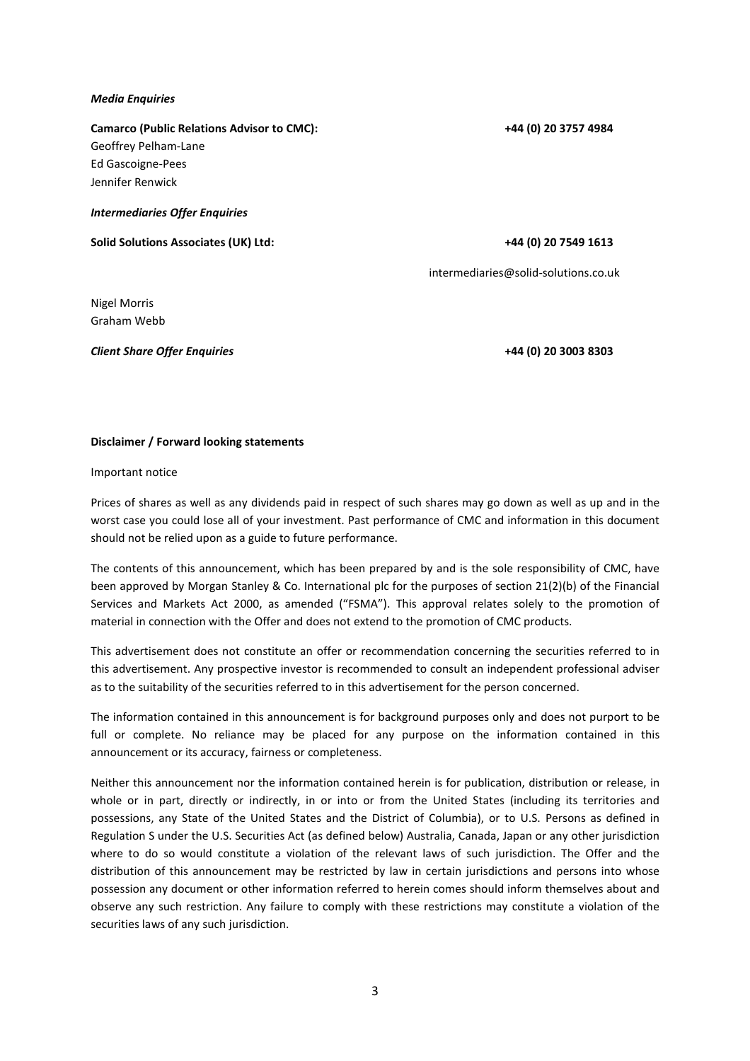***Media Enquiries***

**Camarco (Public Relations Advisor to CMC):** **+44 (0) 20 3757 4984**

Geoffrey Pelham-Lane
Ed Gascoigne-Pees
Jennifer Renwick

***Intermediaries Offer Enquiries***

**Solid Solutions Associates (UK) Ltd:** **+44 (0) 20 7549 1613**

intermediaries@solid-solutions.co.uk

Nigel Morris
Graham Webb

***Client Share Offer Enquiries*** **+44 (0) 20 3003 8303**

**Disclaimer / Forward looking statements**

Important notice

Prices of shares as well as any dividends paid in respect of such shares may go down as well as up and in the worst case you could lose all of your investment. Past performance of CMC and information in this document should not be relied upon as a guide to future performance.

The contents of this announcement, which has been prepared by and is the sole responsibility of CMC, have been approved by Morgan Stanley & Co. International plc for the purposes of section 21(2)(b) of the Financial Services and Markets Act 2000, as amended ("FSMA"). This approval relates solely to the promotion of material in connection with the Offer and does not extend to the promotion of CMC products.

This advertisement does not constitute an offer or recommendation concerning the securities referred to in this advertisement. Any prospective investor is recommended to consult an independent professional adviser as to the suitability of the securities referred to in this advertisement for the person concerned.

The information contained in this announcement is for background purposes only and does not purport to be full or complete. No reliance may be placed for any purpose on the information contained in this announcement or its accuracy, fairness or completeness.

Neither this announcement nor the information contained herein is for publication, distribution or release, in whole or in part, directly or indirectly, in or into or from the United States (including its territories and possessions, any State of the United States and the District of Columbia), or to U.S. Persons as defined in Regulation S under the U.S. Securities Act (as defined below) Australia, Canada, Japan or any other jurisdiction where to do so would constitute a violation of the relevant laws of such jurisdiction. The Offer and the distribution of this announcement may be restricted by law in certain jurisdictions and persons into whose possession any document or other information referred to herein comes should inform themselves about and observe any such restriction. Any failure to comply with these restrictions may constitute a violation of the securities laws of any such jurisdiction.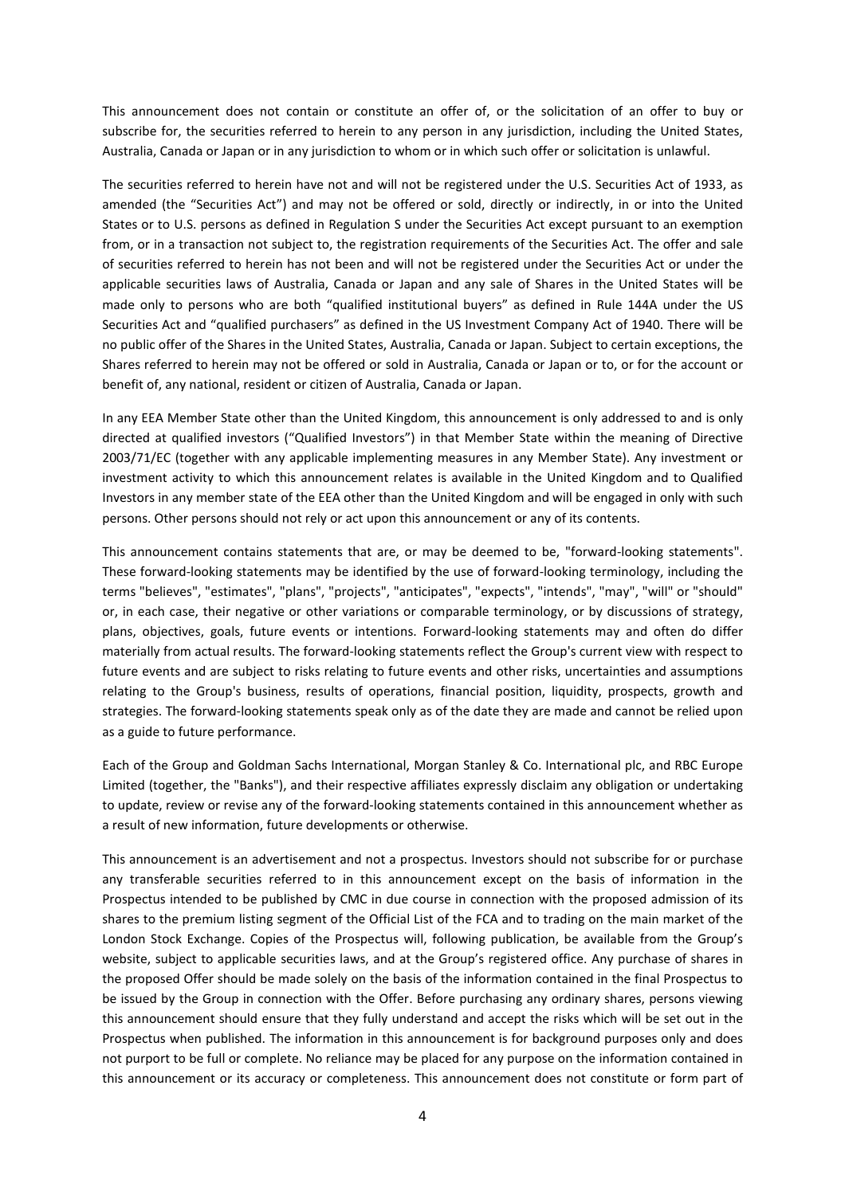This announcement does not contain or constitute an offer of, or the solicitation of an offer to buy or subscribe for, the securities referred to herein to any person in any jurisdiction, including the United States, Australia, Canada or Japan or in any jurisdiction to whom or in which such offer or solicitation is unlawful.

The securities referred to herein have not and will not be registered under the U.S. Securities Act of 1933, as amended (the "Securities Act") and may not be offered or sold, directly or indirectly, in or into the United States or to U.S. persons as defined in Regulation S under the Securities Act except pursuant to an exemption from, or in a transaction not subject to, the registration requirements of the Securities Act. The offer and sale of securities referred to herein has not been and will not be registered under the Securities Act or under the applicable securities laws of Australia, Canada or Japan and any sale of Shares in the United States will be made only to persons who are both "qualified institutional buyers" as defined in Rule 144A under the US Securities Act and "qualified purchasers" as defined in the US Investment Company Act of 1940. There will be no public offer of the Shares in the United States, Australia, Canada or Japan. Subject to certain exceptions, the Shares referred to herein may not be offered or sold in Australia, Canada or Japan or to, or for the account or benefit of, any national, resident or citizen of Australia, Canada or Japan.

In any EEA Member State other than the United Kingdom, this announcement is only addressed to and is only directed at qualified investors ("Qualified Investors") in that Member State within the meaning of Directive 2003/71/EC (together with any applicable implementing measures in any Member State). Any investment or investment activity to which this announcement relates is available in the United Kingdom and to Qualified Investors in any member state of the EEA other than the United Kingdom and will be engaged in only with such persons. Other persons should not rely or act upon this announcement or any of its contents.

This announcement contains statements that are, or may be deemed to be, "forward-looking statements". These forward-looking statements may be identified by the use of forward-looking terminology, including the terms "believes", "estimates", "plans", "projects", "anticipates", "expects", "intends", "may", "will" or "should" or, in each case, their negative or other variations or comparable terminology, or by discussions of strategy, plans, objectives, goals, future events or intentions. Forward-looking statements may and often do differ materially from actual results. The forward-looking statements reflect the Group's current view with respect to future events and are subject to risks relating to future events and other risks, uncertainties and assumptions relating to the Group's business, results of operations, financial position, liquidity, prospects, growth and strategies. The forward-looking statements speak only as of the date they are made and cannot be relied upon as a guide to future performance.

Each of the Group and Goldman Sachs International, Morgan Stanley & Co. International plc, and RBC Europe Limited (together, the "Banks"), and their respective affiliates expressly disclaim any obligation or undertaking to update, review or revise any of the forward-looking statements contained in this announcement whether as a result of new information, future developments or otherwise.

This announcement is an advertisement and not a prospectus. Investors should not subscribe for or purchase any transferable securities referred to in this announcement except on the basis of information in the Prospectus intended to be published by CMC in due course in connection with the proposed admission of its shares to the premium listing segment of the Official List of the FCA and to trading on the main market of the London Stock Exchange. Copies of the Prospectus will, following publication, be available from the Group's website, subject to applicable securities laws, and at the Group's registered office. Any purchase of shares in the proposed Offer should be made solely on the basis of the information contained in the final Prospectus to be issued by the Group in connection with the Offer. Before purchasing any ordinary shares, persons viewing this announcement should ensure that they fully understand and accept the risks which will be set out in the Prospectus when published. The information in this announcement is for background purposes only and does not purport to be full or complete. No reliance may be placed for any purpose on the information contained in this announcement or its accuracy or completeness. This announcement does not constitute or form part of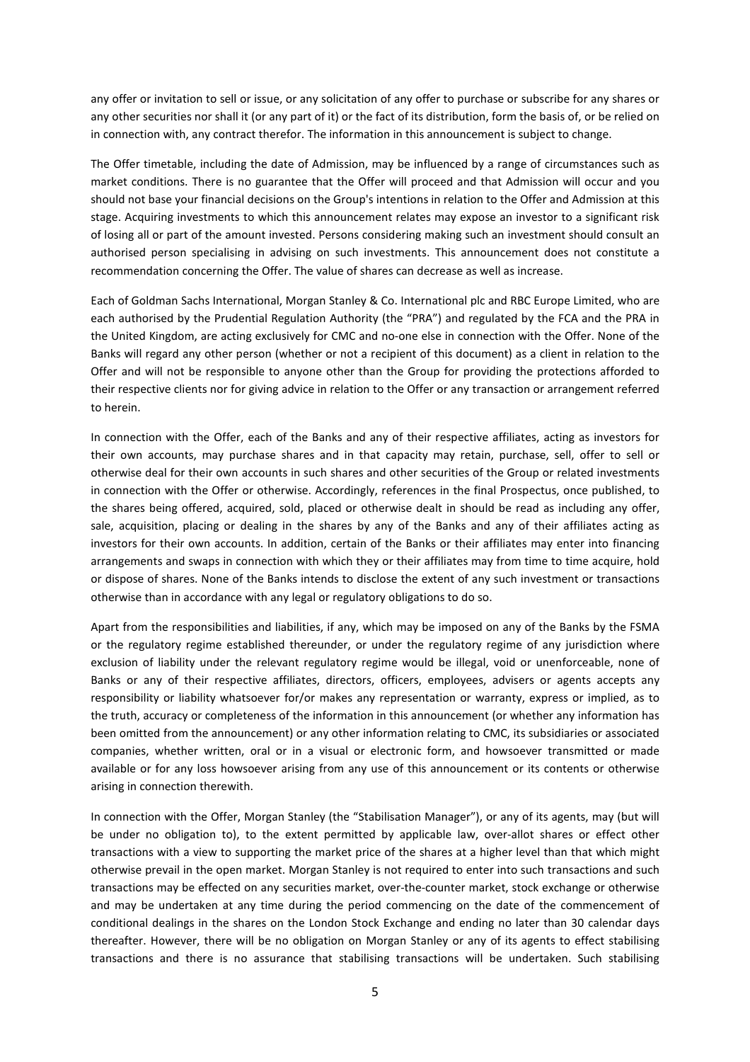any offer or invitation to sell or issue, or any solicitation of any offer to purchase or subscribe for any shares or any other securities nor shall it (or any part of it) or the fact of its distribution, form the basis of, or be relied on in connection with, any contract therefor. The information in this announcement is subject to change.

The Offer timetable, including the date of Admission, may be influenced by a range of circumstances such as market conditions. There is no guarantee that the Offer will proceed and that Admission will occur and you should not base your financial decisions on the Group's intentions in relation to the Offer and Admission at this stage. Acquiring investments to which this announcement relates may expose an investor to a significant risk of losing all or part of the amount invested. Persons considering making such an investment should consult an authorised person specialising in advising on such investments. This announcement does not constitute a recommendation concerning the Offer. The value of shares can decrease as well as increase.

Each of Goldman Sachs International, Morgan Stanley & Co. International plc and RBC Europe Limited, who are each authorised by the Prudential Regulation Authority (the "PRA") and regulated by the FCA and the PRA in the United Kingdom, are acting exclusively for CMC and no-one else in connection with the Offer. None of the Banks will regard any other person (whether or not a recipient of this document) as a client in relation to the Offer and will not be responsible to anyone other than the Group for providing the protections afforded to their respective clients nor for giving advice in relation to the Offer or any transaction or arrangement referred to herein.

In connection with the Offer, each of the Banks and any of their respective affiliates, acting as investors for their own accounts, may purchase shares and in that capacity may retain, purchase, sell, offer to sell or otherwise deal for their own accounts in such shares and other securities of the Group or related investments in connection with the Offer or otherwise. Accordingly, references in the final Prospectus, once published, to the shares being offered, acquired, sold, placed or otherwise dealt in should be read as including any offer, sale, acquisition, placing or dealing in the shares by any of the Banks and any of their affiliates acting as investors for their own accounts. In addition, certain of the Banks or their affiliates may enter into financing arrangements and swaps in connection with which they or their affiliates may from time to time acquire, hold or dispose of shares. None of the Banks intends to disclose the extent of any such investment or transactions otherwise than in accordance with any legal or regulatory obligations to do so.

Apart from the responsibilities and liabilities, if any, which may be imposed on any of the Banks by the FSMA or the regulatory regime established thereunder, or under the regulatory regime of any jurisdiction where exclusion of liability under the relevant regulatory regime would be illegal, void or unenforceable, none of Banks or any of their respective affiliates, directors, officers, employees, advisers or agents accepts any responsibility or liability whatsoever for/or makes any representation or warranty, express or implied, as to the truth, accuracy or completeness of the information in this announcement (or whether any information has been omitted from the announcement) or any other information relating to CMC, its subsidiaries or associated companies, whether written, oral or in a visual or electronic form, and howsoever transmitted or made available or for any loss howsoever arising from any use of this announcement or its contents or otherwise arising in connection therewith.

In connection with the Offer, Morgan Stanley (the "Stabilisation Manager"), or any of its agents, may (but will be under no obligation to), to the extent permitted by applicable law, over-allot shares or effect other transactions with a view to supporting the market price of the shares at a higher level than that which might otherwise prevail in the open market. Morgan Stanley is not required to enter into such transactions and such transactions may be effected on any securities market, over-the-counter market, stock exchange or otherwise and may be undertaken at any time during the period commencing on the date of the commencement of conditional dealings in the shares on the London Stock Exchange and ending no later than 30 calendar days thereafter. However, there will be no obligation on Morgan Stanley or any of its agents to effect stabilising transactions and there is no assurance that stabilising transactions will be undertaken. Such stabilising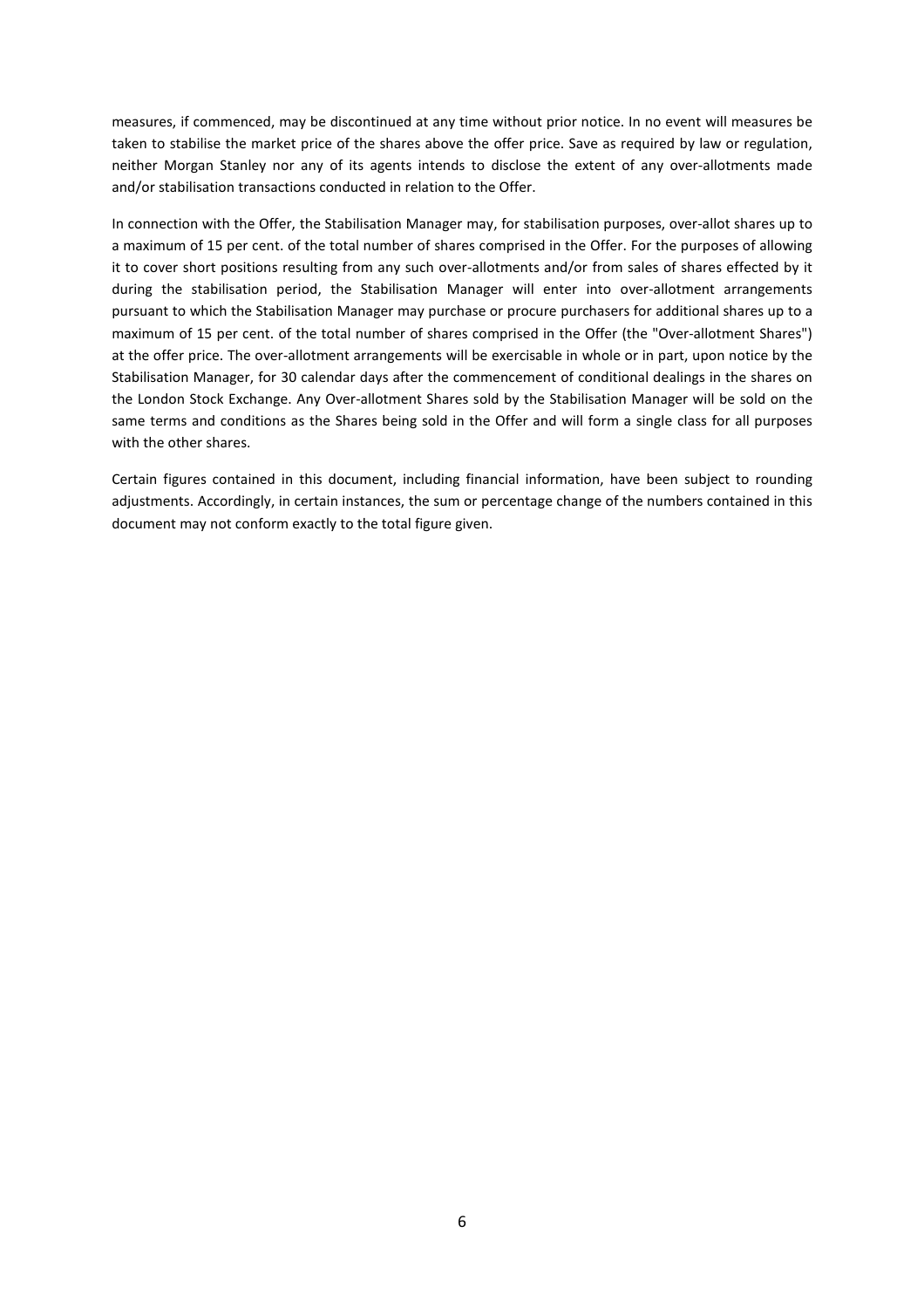measures, if commenced, may be discontinued at any time without prior notice. In no event will measures be taken to stabilise the market price of the shares above the offer price. Save as required by law or regulation, neither Morgan Stanley nor any of its agents intends to disclose the extent of any over-allotments made and/or stabilisation transactions conducted in relation to the Offer.

In connection with the Offer, the Stabilisation Manager may, for stabilisation purposes, over-allot shares up to a maximum of 15 per cent. of the total number of shares comprised in the Offer. For the purposes of allowing it to cover short positions resulting from any such over-allotments and/or from sales of shares effected by it during the stabilisation period, the Stabilisation Manager will enter into over-allotment arrangements pursuant to which the Stabilisation Manager may purchase or procure purchasers for additional shares up to a maximum of 15 per cent. of the total number of shares comprised in the Offer (the "Over-allotment Shares") at the offer price. The over-allotment arrangements will be exercisable in whole or in part, upon notice by the Stabilisation Manager, for 30 calendar days after the commencement of conditional dealings in the shares on the London Stock Exchange. Any Over-allotment Shares sold by the Stabilisation Manager will be sold on the same terms and conditions as the Shares being sold in the Offer and will form a single class for all purposes with the other shares.

Certain figures contained in this document, including financial information, have been subject to rounding adjustments. Accordingly, in certain instances, the sum or percentage change of the numbers contained in this document may not conform exactly to the total figure given.